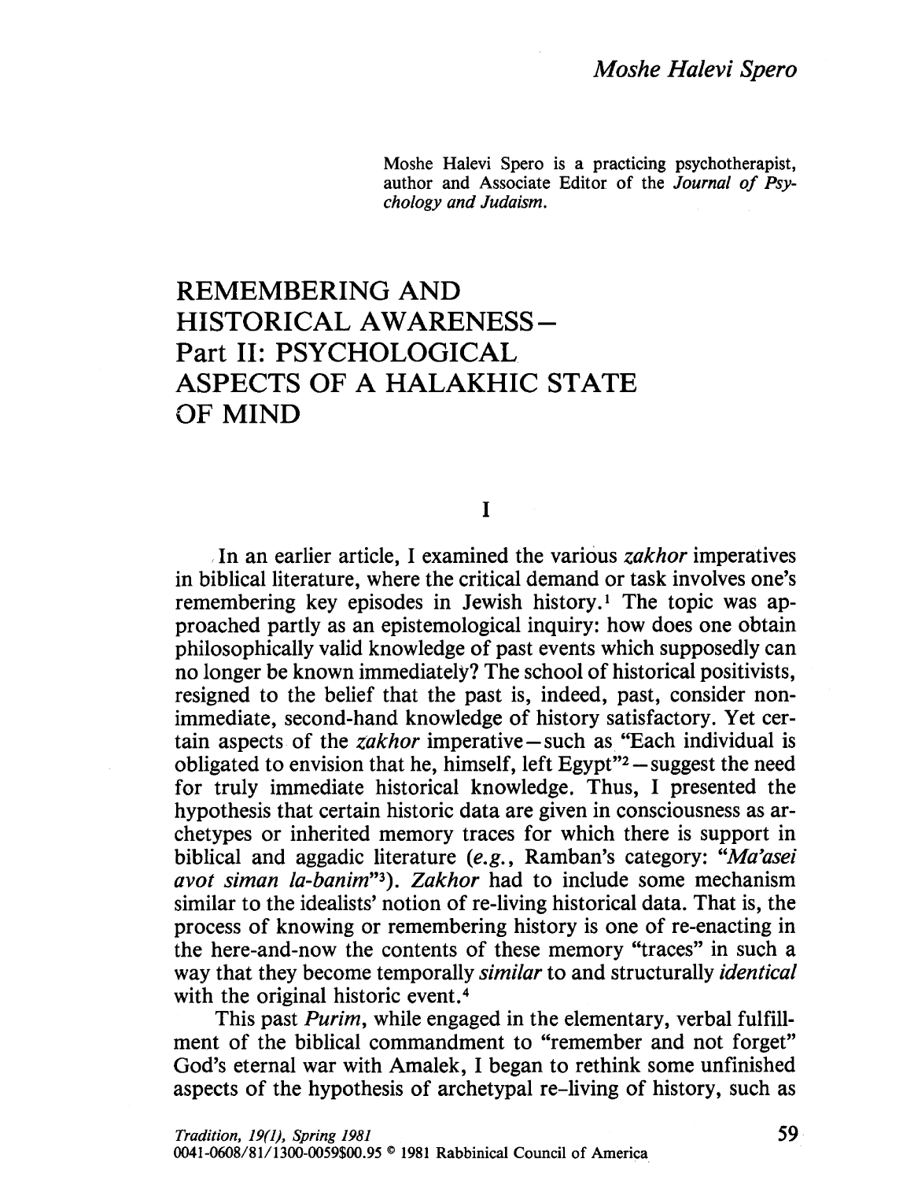Moshe Halevi Spero is a practicing psychotherapist, author and Associate Editor of the *Journal of Psychology and Judaism*.

# REMEMBERING AND HISTORICAL AWARENESS– Part II: PSYCHOLOGICAL ASPECTS OF A HALAKHIC STATE OF MIND

## I

In an earlier article, I examined the various *zakhor* imperatives in biblical literature, where the critical demand or task involves one's remembering key episodes in Jewish history.[1] The topic was approached partly as an epistemological inquiry: how does one obtain philosophically valid knowledge of past events which supposedly can no longer be known immediately? The school of historical positivists, resigned to the belief that the past is, indeed, past, consider non-immediate, second-hand knowledge of history satisfactory. Yet certain aspects of the *zakhor* imperative—such as "Each individual is obligated to envision that he, himself, left Egypt"[2]—suggest the need for truly immediate historical knowledge. Thus, I presented the hypothesis that certain historic data are given in consciousness as archetypes or inherited memory traces for which there is support in biblical and aggadic literature (*e.g.*, Ramban's category: "*Ma'asei avot siman la-banim*"[3]). *Zakhor* had to include some mechanism similar to the idealists' notion of re-living historical data. That is, the process of knowing or remembering history is one of re-enacting in the here-and-now the contents of these memory "traces" in such a way that they become temporally *similar* to and structurally *identical* with the original historic event.[4]

This past *Purim*, while engaged in the elementary, verbal fulfillment of the biblical commandment to "remember and not forget" God's eternal war with Amalek, I began to rethink some unfinished aspects of the hypothesis of archetypal re-living of history, such as

Tradition, 19(1), Spring 1981
0041-0608/81/1300-0059$00.95 © 1981 Rabbinical Council of America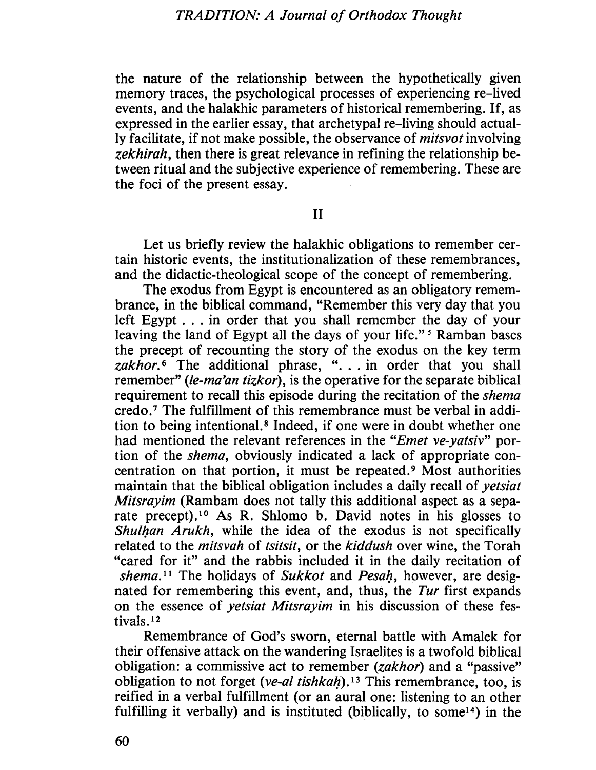the nature of the relationship between the hypothetically given memory traces, the psychological processes of experiencing re-lived events, and the halakhic parameters of historical remembering. If, as expressed in the earlier essay, that archetypal re-living should actually facilitate, if not make possible, the observance of *mitsvot* involving *zekhirah*, then there is great relevance in refining the relationship between ritual and the subjective experience of remembering. These are the foci of the present essay.

## II

Let us briefly review the halakhic obligations to remember certain historic events, the institutionalization of these remembrances, and the didactic-theological scope of the concept of remembering.

The exodus from Egypt is encountered as an obligatory remembrance, in the biblical command, "Remember this very day that you left Egypt . . . in order that you shall remember the day of your leaving the land of Egypt all the days of your life."[5] Ramban bases the precept of recounting the story of the exodus on the key term *zakhor*.[6] The additional phrase, ". . . in order that you shall remember" (*le-ma'an tizkor*), is the operative for the separate biblical requirement to recall this episode during the recitation of the *shema* credo.[7] The fulfillment of this remembrance must be verbal in addition to being intentional.[8] Indeed, if one were in doubt whether one had mentioned the relevant references in the "*Emet ve-yatsiv*" portion of the *shema*, obviously indicated a lack of appropriate concentration on that portion, it must be repeated.[9] Most authorities maintain that the biblical obligation includes a daily recall of *yetsiat Mitsrayim* (Rambam does not tally this additional aspect as a separate precept).[10] As R. Shlomo b. David notes in his glosses to *Shulḥan Arukh*, while the idea of the exodus is not specifically related to the *mitsvah* of *tsitsit*, or the *kiddush* over wine, the Torah "cared for it" and the rabbis included it in the daily recitation of *shema*.[11] The holidays of *Sukkot* and *Pesaḥ*, however, are designated for remembering this event, and, thus, the *Tur* first expands on the essence of *yetsiat Mitsrayim* in his discussion of these festivals.[12]

Remembrance of God's sworn, eternal battle with Amalek for their offensive attack on the wandering Israelites is a twofold biblical obligation: a commissive act to remember (*zakhor*) and a "passive" obligation to not forget (*ve-al tishkaḥ*).[13] This remembrance, too, is reified in a verbal fulfillment (or an aural one: listening to an other fulfilling it verbally) and is instituted (biblically, to some[14]) in the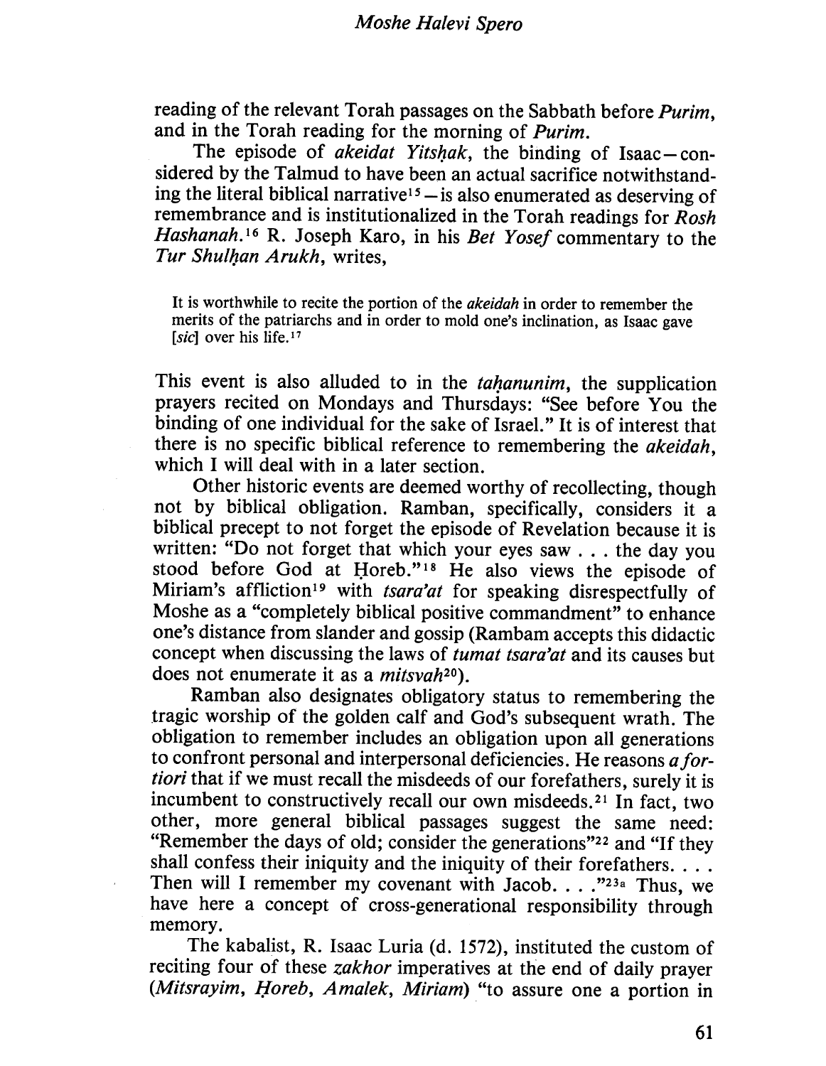reading of the relevant Torah passages on the Sabbath before *Purim*, and in the Torah reading for the morning of *Purim*.

The episode of *akeidat Yitsḥak*, the binding of Isaac—considered by the Talmud to have been an actual sacrifice notwithstanding the literal biblical narrative[15]—is also enumerated as deserving of remembrance and is institutionalized in the Torah readings for *Rosh Hashanah*.[16] R. Joseph Karo, in his *Bet Yosef* commentary to the *Tur Shulḥan Arukh*, writes,

> It is worthwhile to recite the portion of the *akeidah* in order to remember the merits of the patriarchs and in order to mold one's inclination, as Isaac gave [*sic*] over his life.[17]

This event is also alluded to in the *taḥanunim*, the supplication prayers recited on Mondays and Thursdays: "See before You the binding of one individual for the sake of Israel." It is of interest that there is no specific biblical reference to remembering the *akeidah*, which I will deal with in a later section.

Other historic events are deemed worthy of recollecting, though not by biblical obligation. Ramban, specifically, considers it a biblical precept to not forget the episode of Revelation because it is written: "Do not forget that which your eyes saw . . . the day you stood before God at Ḥoreb."[18] He also views the episode of Miriam's affliction[19] with *tsara'at* for speaking disrespectfully of Moshe as a "completely biblical positive commandment" to enhance one's distance from slander and gossip (Rambam accepts this didactic concept when discussing the laws of *tumat tsara'at* and its causes but does not enumerate it as a *mitsvah*[20]).

Ramban also designates obligatory status to remembering the tragic worship of the golden calf and God's subsequent wrath. The obligation to remember includes an obligation upon all generations to confront personal and interpersonal deficiencies. He reasons *a fortiori* that if we must recall the misdeeds of our forefathers, surely it is incumbent to constructively recall our own misdeeds.[21] In fact, two other, more general biblical passages suggest the same need: "Remember the days of old; consider the generations"[22] and "If they shall confess their iniquity and the iniquity of their forefathers. . . . Then will I remember my covenant with Jacob. . . ."[23a] Thus, we have here a concept of cross-generational responsibility through memory.

The kabalist, R. Isaac Luria (d. 1572), instituted the custom of reciting four of these *zakhor* imperatives at the end of daily prayer (*Mitsrayim, Ḥoreb, Amalek, Miriam*) "to assure one a portion in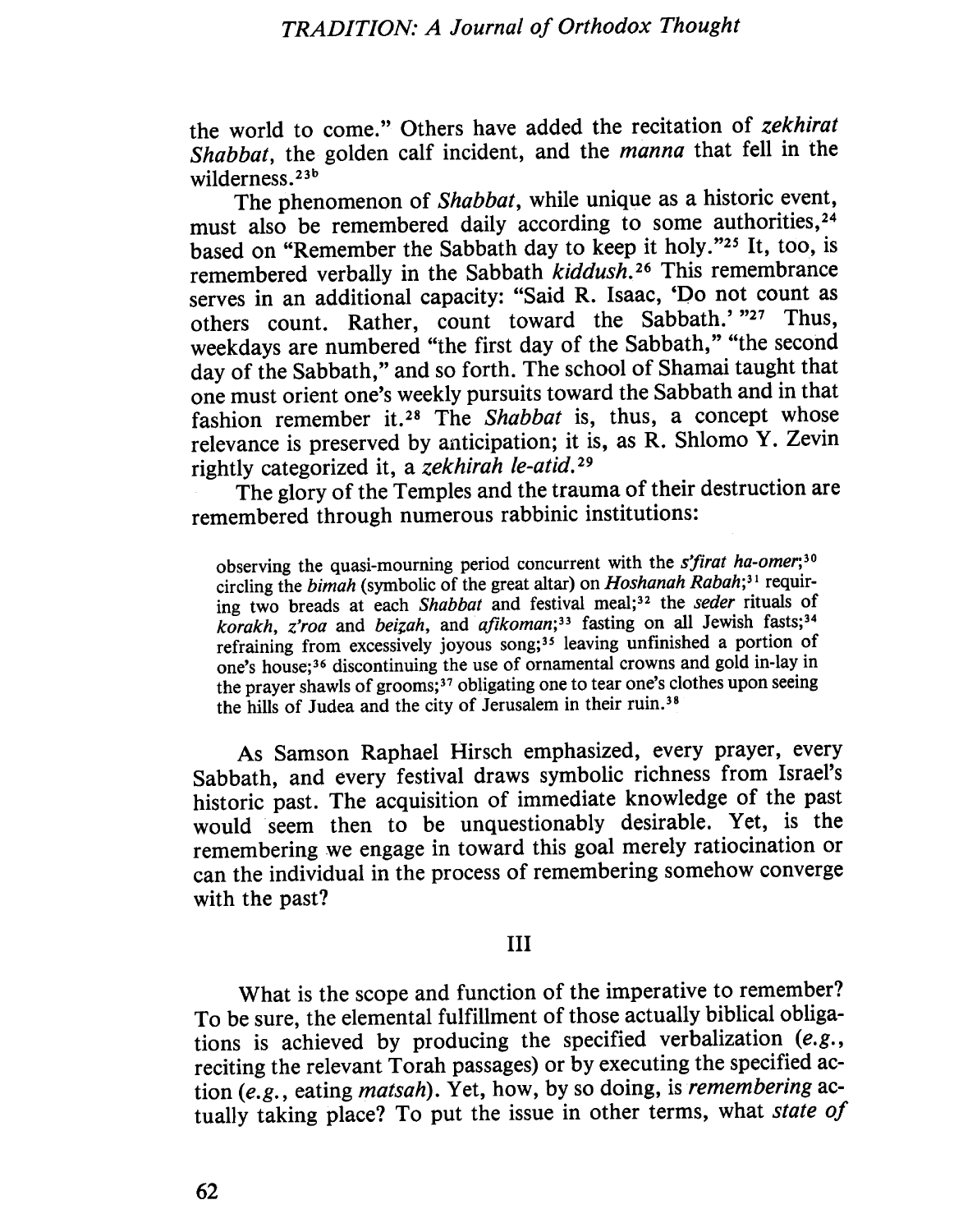the world to come." Others have added the recitation of *zekhirat Shabbat*, the golden calf incident, and the *manna* that fell in the wilderness.[23b]

The phenomenon of *Shabbat*, while unique as a historic event, must also be remembered daily according to some authorities,[24] based on "Remember the Sabbath day to keep it holy."[25] It, too, is remembered verbally in the Sabbath *kiddush*.[26] This remembrance serves in an additional capacity: "Said R. Isaac, 'Do not count as others count. Rather, count toward the Sabbath.'"[27] Thus, weekdays are numbered "the first day of the Sabbath," "the second day of the Sabbath," and so forth. The school of Shamai taught that one must orient one's weekly pursuits toward the Sabbath and in that fashion remember it.[28] The *Shabbat* is, thus, a concept whose relevance is preserved by anticipation; it is, as R. Shlomo Y. Zevin rightly categorized it, a *zekhirah le-atid*.[29]

The glory of the Temples and the trauma of their destruction are remembered through numerous rabbinic institutions:

> observing the quasi-mourning period concurrent with the *s'firat ha-omer*;[30] circling the *bimah* (symbolic of the great altar) on *Hoshanah Rabah*;[31] requiring two breads at each *Shabbat* and festival meal;[32] the *seder* rituals of *korakh, z'roa* and *beiẓah*, and *afikoman*;[33] fasting on all Jewish fasts;[34] refraining from excessively joyous song;[35] leaving unfinished a portion of one's house;[36] discontinuing the use of ornamental crowns and gold in-lay in the prayer shawls of grooms;[37] obligating one to tear one's clothes upon seeing the hills of Judea and the city of Jerusalem in their ruin.[38]

As Samson Raphael Hirsch emphasized, every prayer, every Sabbath, and every festival draws symbolic richness from Israel's historic past. The acquisition of immediate knowledge of the past would seem then to be unquestionably desirable. Yet, is the remembering we engage in toward this goal merely ratiocination or can the individual in the process of remembering somehow converge with the past?

## III

What is the scope and function of the imperative to remember? To be sure, the elemental fulfillment of those actually biblical obligations is achieved by producing the specified verbalization (*e.g.*, reciting the relevant Torah passages) or by executing the specified action (*e.g.*, eating *matsah*). Yet, how, by so doing, is *remembering* actually taking place? To put the issue in other terms, what *state of*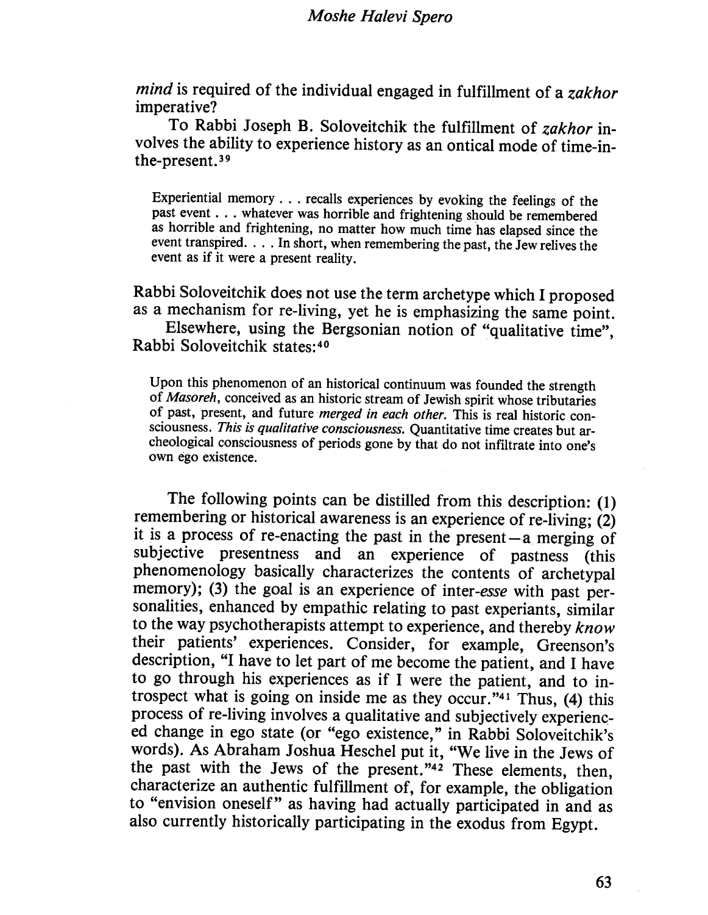*mind* is required of the individual engaged in fulfillment of a *zakhor* imperative?

To Rabbi Joseph B. Soloveitchik the fulfillment of *zakhor* involves the ability to experience history as an ontical mode of time-in-the-present.[39]

> Experiential memory . . . recalls experiences by evoking the feelings of the past event . . . whatever was horrible and frightening should be remembered as horrible and frightening, no matter how much time has elapsed since the event transpired. . . . In short, when remembering the past, the Jew relives the event as if it were a present reality.

Rabbi Soloveitchik does not use the term archetype which I proposed as a mechanism for re-living, yet he is emphasizing the same point.

Elsewhere, using the Bergsonian notion of "qualitative time", Rabbi Soloveitchik states:[40]

> Upon this phenomenon of an historical continuum was founded the strength of *Masoreh*, conceived as an historic stream of Jewish spirit whose tributaries of past, present, and future *merged in each other*. This is real historic consciousness. *This is qualitative consciousness.* Quantitative time creates but archeological consciousness of periods gone by that do not infiltrate into one's own ego existence.

The following points can be distilled from this description: (1) remembering or historical awareness is an experience of re-living; (2) it is a process of re-enacting the past in the present—a merging of subjective presentness and an experience of pastness (this phenomenology basically characterizes the contents of archetypal memory); (3) the goal is an experience of inter-*esse* with past personalities, enhanced by empathic relating to past experiants, similar to the way psychotherapists attempt to experience, and thereby *know* their patients' experiences. Consider, for example, Greenson's description, "I have to let part of me become the patient, and I have to go through his experiences as if I were the patient, and to introspect what is going on inside me as they occur."[41] Thus, (4) this process of re-living involves a qualitative and subjectively experienced change in ego state (or "ego existence," in Rabbi Soloveitchik's words). As Abraham Joshua Heschel put it, "We live in the Jews of the past with the Jews of the present."[42] These elements, then, characterize an authentic fulfillment of, for example, the obligation to "envision oneself" as having had actually participated in and as also currently historically participating in the exodus from Egypt.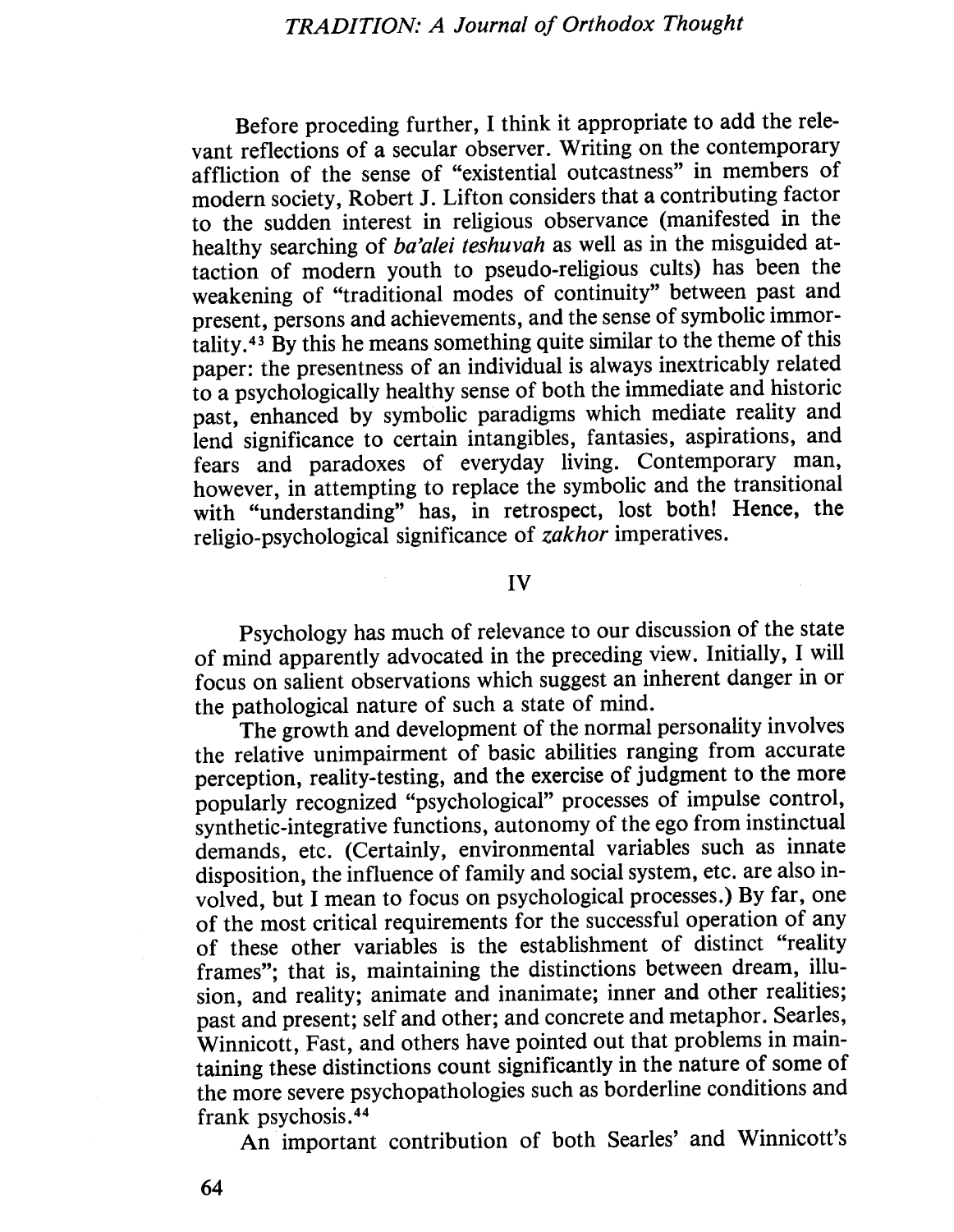Before proceding further, I think it appropriate to add the relevant reflections of a secular observer. Writing on the contemporary affliction of the sense of "existential outcastness" in members of modern society, Robert J. Lifton considers that a contributing factor to the sudden interest in religious observance (manifested in the healthy searching of *ba'alei teshuvah* as well as in the misguided attaction of modern youth to pseudo-religious cults) has been the weakening of "traditional modes of continuity" between past and present, persons and achievements, and the sense of symbolic immortality.[43] By this he means something quite similar to the theme of this paper: the presentness of an individual is always inextricably related to a psychologically healthy sense of both the immediate and historic past, enhanced by symbolic paradigms which mediate reality and lend significance to certain intangibles, fantasies, aspirations, and fears and paradoxes of everyday living. Contemporary man, however, in attempting to replace the symbolic and the transitional with "understanding" has, in retrospect, lost both! Hence, the religio-psychological significance of *zakhor* imperatives.

## IV

Psychology has much of relevance to our discussion of the state of mind apparently advocated in the preceding view. Initially, I will focus on salient observations which suggest an inherent danger in or the pathological nature of such a state of mind.

The growth and development of the normal personality involves the relative unimpairment of basic abilities ranging from accurate perception, reality-testing, and the exercise of judgment to the more popularly recognized "psychological" processes of impulse control, synthetic-integrative functions, autonomy of the ego from instinctual demands, etc. (Certainly, environmental variables such as innate disposition, the influence of family and social system, etc. are also involved, but I mean to focus on psychological processes.) By far, one of the most critical requirements for the successful operation of any of these other variables is the establishment of distinct "reality frames"; that is, maintaining the distinctions between dream, illusion, and reality; animate and inanimate; inner and other realities; past and present; self and other; and concrete and metaphor. Searles, Winnicott, Fast, and others have pointed out that problems in maintaining these distinctions count significantly in the nature of some of the more severe psychopathologies such as borderline conditions and frank psychosis.[44]

An important contribution of both Searles' and Winnicott's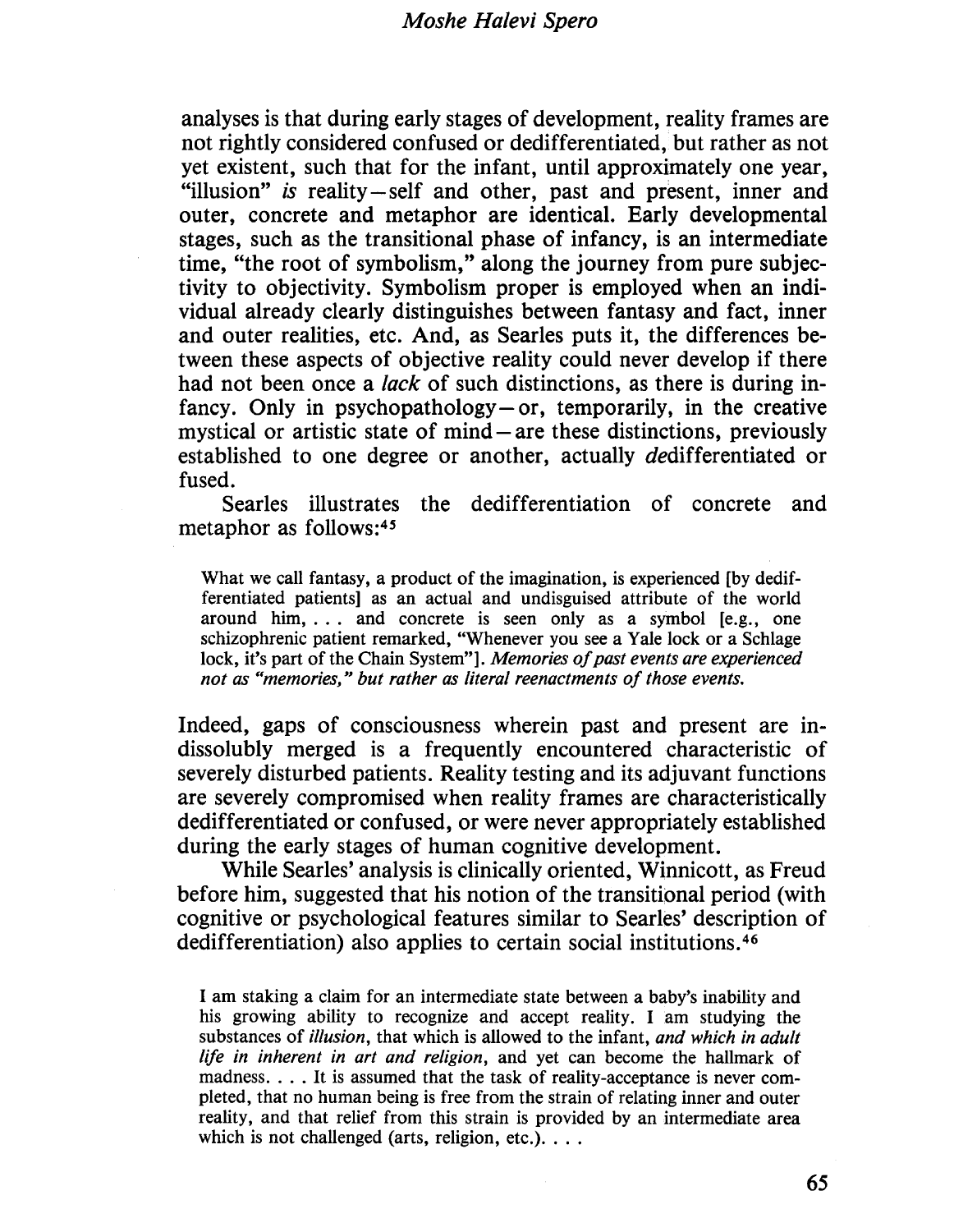analyses is that during early stages of development, reality frames are not rightly considered confused or dedifferentiated, but rather as not yet existent, such that for the infant, until approximately one year, "illusion" *is* reality—self and other, past and present, inner and outer, concrete and metaphor are identical. Early developmental stages, such as the transitional phase of infancy, is an intermediate time, "the root of symbolism," along the journey from pure subjectivity to objectivity. Symbolism proper is employed when an individual already clearly distinguishes between fantasy and fact, inner and outer realities, etc. And, as Searles puts it, the differences between these aspects of objective reality could never develop if there had not been once a *lack* of such distinctions, as there is during infancy. Only in psychopathology—or, temporarily, in the creative mystical or artistic state of mind—are these distinctions, previously established to one degree or another, actually *de*differentiated or fused.

Searles illustrates the dedifferentiation of concrete and metaphor as follows:[45]

> What we call fantasy, a product of the imagination, is experienced [by dedifferentiated patients] as an actual and undisguised attribute of the world around him, . . . and concrete is seen only as a symbol [e.g., one schizophrenic patient remarked, "Whenever you see a Yale lock or a Schlage lock, it's part of the Chain System"]. *Memories of past events are experienced not as "memories," but rather as literal reenactments of those events.*

Indeed, gaps of consciousness wherein past and present are indissolubly merged is a frequently encountered characteristic of severely disturbed patients. Reality testing and its adjuvant functions are severely compromised when reality frames are characteristically dedifferentiated or confused, or were never appropriately established during the early stages of human cognitive development.

While Searles' analysis is clinically oriented, Winnicott, as Freud before him, suggested that his notion of the transitional period (with cognitive or psychological features similar to Searles' description of dedifferentiation) also applies to certain social institutions.[46]

> I am staking a claim for an intermediate state between a baby's inability and his growing ability to recognize and accept reality. I am studying the substances of *illusion*, that which is allowed to the infant, *and which in adult life in inherent in art and religion*, and yet can become the hallmark of madness. . . . It is assumed that the task of reality-acceptance is never completed, that no human being is free from the strain of relating inner and outer reality, and that relief from this strain is provided by an intermediate area which is not challenged (arts, religion, etc.). . . .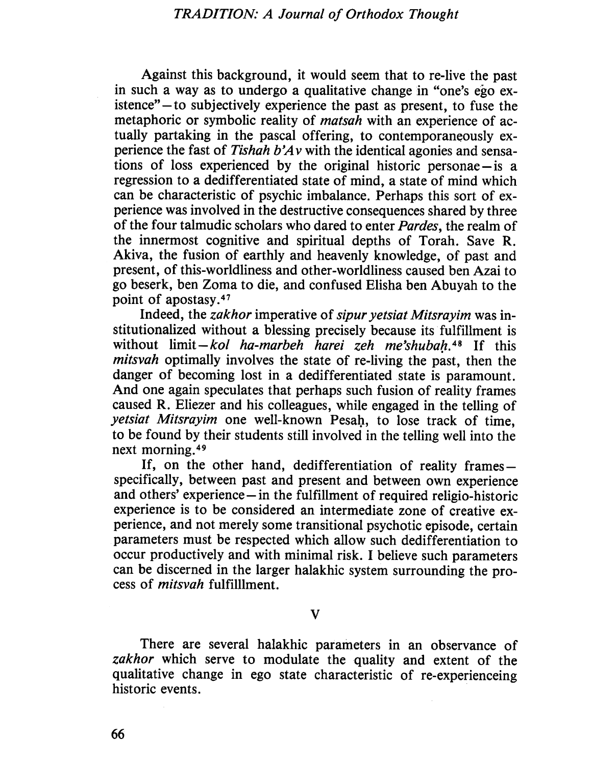Against this background, it would seem that to re-live the past in such a way as to undergo a qualitative change in "one's ego existence"—to subjectively experience the past as present, to fuse the metaphoric or symbolic reality of *matsah* with an experience of actually partaking in the pascal offering, to contemporaneously experience the fast of *Tishah b'Av* with the identical agonies and sensations of loss experienced by the original historic personae—is a regression to a dedifferentiated state of mind, a state of mind which can be characteristic of psychic imbalance. Perhaps this sort of experience was involved in the destructive consequences shared by three of the four talmudic scholars who dared to enter *Pardes*, the realm of the innermost cognitive and spiritual depths of Torah. Save R. Akiva, the fusion of earthly and heavenly knowledge, of past and present, of this-worldliness and other-worldliness caused ben Azai to go beserk, ben Zoma to die, and confused Elisha ben Abuyah to the point of apostasy.[47]

Indeed, the *zakhor* imperative of *sipur yetsiat Mitsrayim* was institutionalized without a blessing precisely because its fulfillment is without limit—*kol ha-marbeh harei zeh me'shubaḥ.*[48] If this *mitsvah* optimally involves the state of re-living the past, then the danger of becoming lost in a dedifferentiated state is paramount. And one again speculates that perhaps such fusion of reality frames caused R. Eliezer and his colleagues, while engaged in the telling of *yetsiat Mitsrayim* one well-known Pesaḥ, to lose track of time, to be found by their students still involved in the telling well into the next morning.[49]

If, on the other hand, dedifferentiation of reality frames—specifically, between past and present and between own experience and others' experience—in the fulfillment of required religio-historic experience is to be considered an intermediate zone of creative experience, and not merely some transitional psychotic episode, certain parameters must be respected which allow such dedifferentiation to occur productively and with minimal risk. I believe such parameters can be discerned in the larger halakhic system surrounding the process of *mitsvah* fulfilllment.

## V

There are several halakhic parameters in an observance of *zakhor* which serve to modulate the quality and extent of the qualitative change in ego state characteristic of re-experienceing historic events.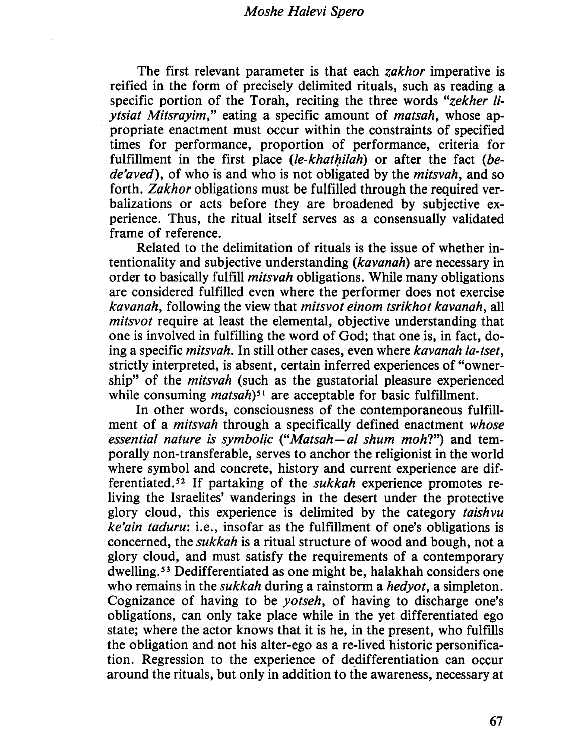The first relevant parameter is that each *zakhor* imperative is reified in the form of precisely delimited rituals, such as reading a specific portion of the Torah, reciting the three words "*zekher li-ytsiat Mitsrayim*," eating a specific amount of *matsah*, whose appropriate enactment must occur within the constraints of specified times for performance, proportion of performance, criteria for fulfillment in the first place (*le-khatḥilah*) or after the fact (*be-de'aved*), of who is and who is not obligated by the *mitsvah*, and so forth. *Zakhor* obligations must be fulfilled through the required verbalizations or acts before they are broadened by subjective experience. Thus, the ritual itself serves as a consensually validated frame of reference.

Related to the delimitation of rituals is the issue of whether intentionality and subjective understanding (*kavanah*) are necessary in order to basically fulfill *mitsvah* obligations. While many obligations are considered fulfilled even where the performer does not exercise *kavanah*, following the view that *mitsvot einom tsrikhot kavanah*, all *mitsvot* require at least the elemental, objective understanding that one is involved in fulfilling the word of God; that one is, in fact, doing a specific *mitsvah*. In still other cases, even where *kavanah la-tset*, strictly interpreted, is absent, certain inferred experiences of "ownership" of the *mitsvah* (such as the gustatorial pleasure experienced while consuming *matsah*)[51] are acceptable for basic fulfillment.

In other words, consciousness of the contemporaneous fulfillment of a *mitsvah* through a specifically defined enactment *whose essential nature is symbolic* ("*Matsah—al shum moh*?") and temporally non-transferable, serves to anchor the religionist in the world where symbol and concrete, history and current experience are differentiated.[52] If partaking of the *sukkah* experience promotes reliving the Israelites' wanderings in the desert under the protective glory cloud, this experience is delimited by the category *taishvu ke'ain taduru*: i.e., insofar as the fulfillment of one's obligations is concerned, the *sukkah* is a ritual structure of wood and bough, not a glory cloud, and must satisfy the requirements of a contemporary dwelling.[53] Dedifferentiated as one might be, halakhah considers one who remains in the *sukkah* during a rainstorm a *hedyot*, a simpleton. Cognizance of having to be *yotseh*, of having to discharge one's obligations, can only take place while in the yet differentiated ego state; where the actor knows that it is he, in the present, who fulfills the obligation and not his alter-ego as a re-lived historic personification. Regression to the experience of dedifferentiation can occur around the rituals, but only in addition to the awareness, necessary at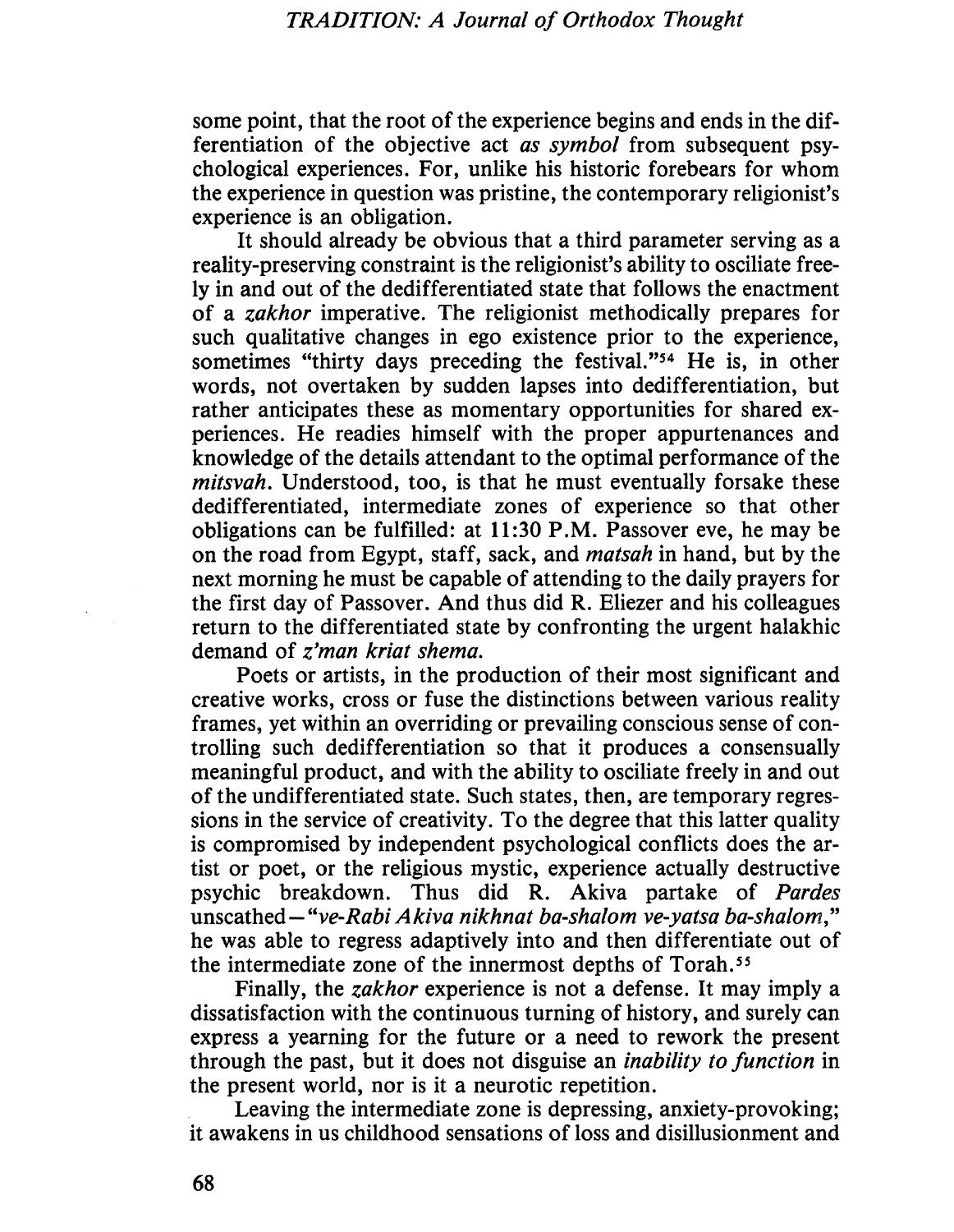some point, that the root of the experience begins and ends in the differentiation of the objective act *as symbol* from subsequent psychological experiences. For, unlike his historic forebears for whom the experience in question was pristine, the contemporary religionist's experience is an obligation.

It should already be obvious that a third parameter serving as a reality-preserving constraint is the religionist's ability to osciliate freely in and out of the dedifferentiated state that follows the enactment of a *zakhor* imperative. The religionist methodically prepares for such qualitative changes in ego existence prior to the experience, sometimes "thirty days preceding the festival."[54] He is, in other words, not overtaken by sudden lapses into dedifferentiation, but rather anticipates these as momentary opportunities for shared experiences. He readies himself with the proper appurtenances and knowledge of the details attendant to the optimal performance of the *mitsvah*. Understood, too, is that he must eventually forsake these dedifferentiated, intermediate zones of experience so that other obligations can be fulfilled: at 11:30 P.M. Passover eve, he may be on the road from Egypt, staff, sack, and *matsah* in hand, but by the next morning he must be capable of attending to the daily prayers for the first day of Passover. And thus did R. Eliezer and his colleagues return to the differentiated state by confronting the urgent halakhic demand of *z'man kriat shema.*

Poets or artists, in the production of their most significant and creative works, cross or fuse the distinctions between various reality frames, yet within an overriding or prevailing conscious sense of controlling such dedifferentiation so that it produces a consensually meaningful product, and with the ability to osciliate freely in and out of the undifferentiated state. Such states, then, are temporary regressions in the service of creativity. To the degree that this latter quality is compromised by independent psychological conflicts does the artist or poet, or the religious mystic, experience actually destructive psychic breakdown. Thus did R. Akiva partake of *Pardes* unscathed—*"ve-Rabi Akiva nikhnat ba-shalom ve-yatsa ba-shalom,"* he was able to regress adaptively into and then differentiate out of the intermediate zone of the innermost depths of Torah.[55]

Finally, the *zakhor* experience is not a defense. It may imply a dissatisfaction with the continuous turning of history, and surely can express a yearning for the future or a need to rework the present through the past, but it does not disguise an *inability to function* in the present world, nor is it a neurotic repetition.

Leaving the intermediate zone is depressing, anxiety-provoking; it awakens in us childhood sensations of loss and disillusionment and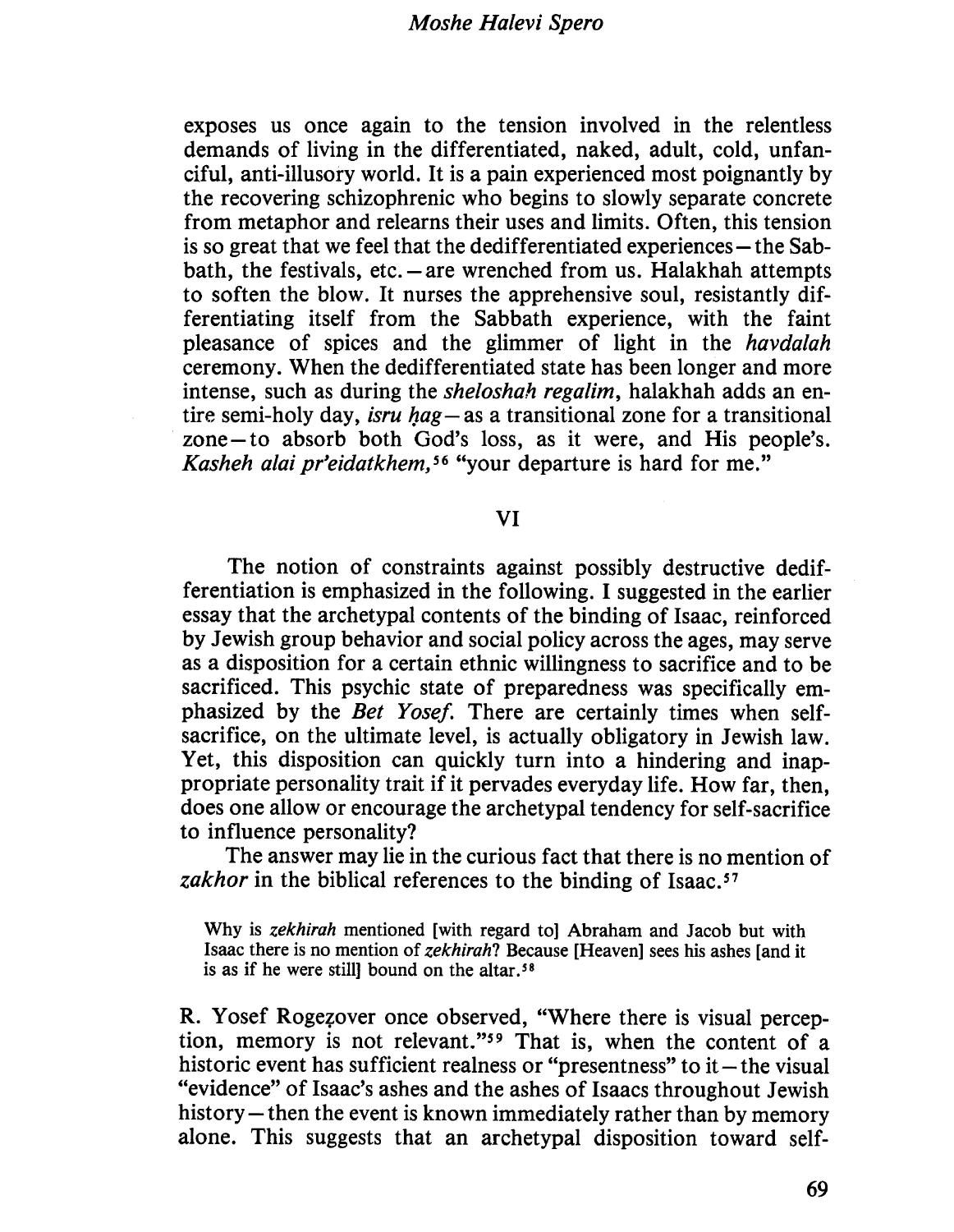exposes us once again to the tension involved in the relentless demands of living in the differentiated, naked, adult, cold, unfanciful, anti-illusory world. It is a pain experienced most poignantly by the recovering schizophrenic who begins to slowly separate concrete from metaphor and relearns their uses and limits. Often, this tension is so great that we feel that the dedifferentiated experiences — the Sabbath, the festivals, etc. — are wrenched from us. Halakhah attempts to soften the blow. It nurses the apprehensive soul, resistantly differentiating itself from the Sabbath experience, with the faint pleasance of spices and the glimmer of light in the *havdalah* ceremony. When the dedifferentiated state has been longer and more intense, such as during the *sheloshah regalim*, halakhah adds an entire semi-holy day, *isru ḥag* — as a transitional zone for a transitional zone — to absorb both God's loss, as it were, and His people's. *Kasheh alai pr'eidatkhem,*[56] "your departure is hard for me."

## VI

The notion of constraints against possibly destructive dedifferentiation is emphasized in the following. I suggested in the earlier essay that the archetypal contents of the binding of Isaac, reinforced by Jewish group behavior and social policy across the ages, may serve as a disposition for a certain ethnic willingness to sacrifice and to be sacrificed. This psychic state of preparedness was specifically emphasized by the *Bet Yosef.* There are certainly times when self-sacrifice, on the ultimate level, is actually obligatory in Jewish law. Yet, this disposition can quickly turn into a hindering and inappropriate personality trait if it pervades everyday life. How far, then, does one allow or encourage the archetypal tendency for self-sacrifice to influence personality?

The answer may lie in the curious fact that there is no mention of *zakhor* in the biblical references to the binding of Isaac.[57]

> Why is *zekhirah* mentioned [with regard to] Abraham and Jacob but with Isaac there is no mention of *zekhirah*? Because [Heaven] sees his ashes [and it is as if he were still] bound on the altar.[58]

R. Yosef Rogeẓover once observed, "Where there is visual perception, memory is not relevant."[59] That is, when the content of a historic event has sufficient realness or "presentness" to it — the visual "evidence" of Isaac's ashes and the ashes of Isaacs throughout Jewish history — then the event is known immediately rather than by memory alone. This suggests that an archetypal disposition toward self-